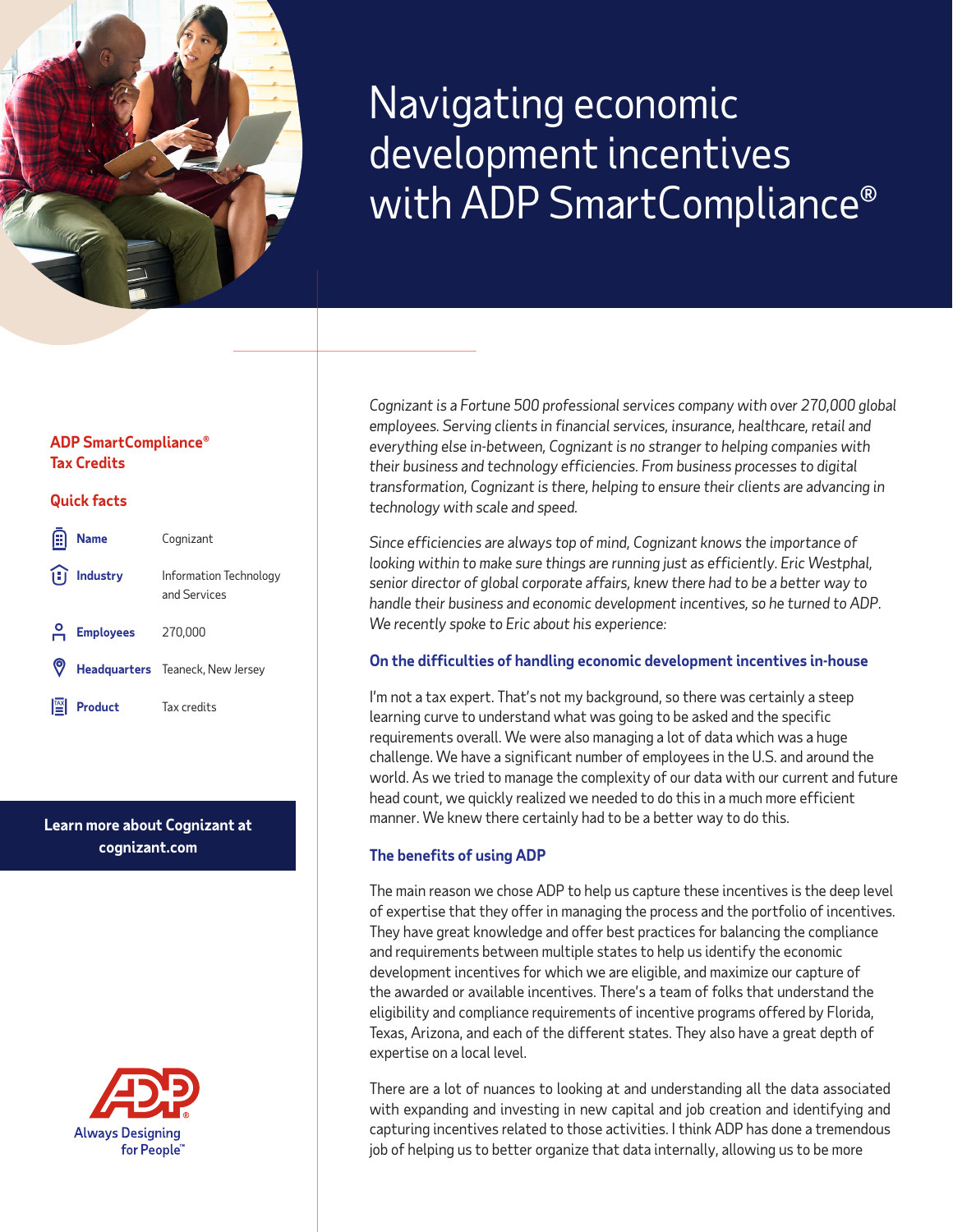# Navigating economic development incentives with ADP SmartCompliance®

**ADP SmartCompliance® Tax Credits**

**Quick facts**

| | |
|---|---|
| **Name** | Cognizant |
| **Industry** | Information Technology and Services |
| **Employees** | 270,000 |
| **Headquarters** | Teaneck, New Jersey |
| **Product** | Tax credits |

**Learn more about Cognizant at cognizant.com**

ADP Always Designing for People™

*Cognizant is a Fortune 500 professional services company with over 270,000 global employees. Serving clients in financial services, insurance, healthcare, retail and everything else in-between, Cognizant is no stranger to helping companies with their business and technology efficiencies. From business processes to digital transformation, Cognizant is there, helping to ensure their clients are advancing in technology with scale and speed.*

*Since efficiencies are always top of mind, Cognizant knows the importance of looking within to make sure things are running just as efficiently. Eric Westphal, senior director of global corporate affairs, knew there had to be a better way to handle their business and economic development incentives, so he turned to ADP. We recently spoke to Eric about his experience:*

### On the difficulties of handling economic development incentives in-house

I'm not a tax expert. That's not my background, so there was certainly a steep learning curve to understand what was going to be asked and the specific requirements overall. We were also managing a lot of data which was a huge challenge. We have a significant number of employees in the U.S. and around the world. As we tried to manage the complexity of our data with our current and future head count, we quickly realized we needed to do this in a much more efficient manner. We knew there certainly had to be a better way to do this.

### The benefits of using ADP

The main reason we chose ADP to help us capture these incentives is the deep level of expertise that they offer in managing the process and the portfolio of incentives. They have great knowledge and offer best practices for balancing the compliance and requirements between multiple states to help us identify the economic development incentives for which we are eligible, and maximize our capture of the awarded or available incentives. There's a team of folks that understand the eligibility and compliance requirements of incentive programs offered by Florida, Texas, Arizona, and each of the different states. They also have a great depth of expertise on a local level.

There are a lot of nuances to looking at and understanding all the data associated with expanding and investing in new capital and job creation and identifying and capturing incentives related to those activities. I think ADP has done a tremendous job of helping us to better organize that data internally, allowing us to be more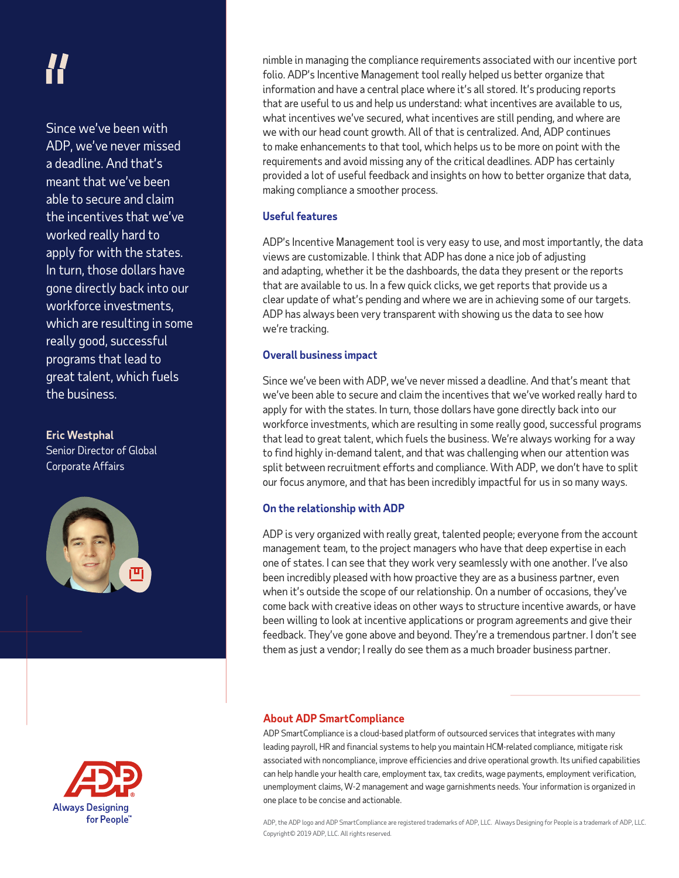> Since we've been with ADP, we've never missed a deadline. And that's meant that we've been able to secure and claim the incentives that we've worked really hard to apply for with the states. In turn, those dollars have gone directly back into our workforce investments, which are resulting in some really good, successful programs that lead to great talent, which fuels the business.

**Eric Westphal**
Senior Director of Global Corporate Affairs

nimble in managing the compliance requirements associated with our incentive port folio. ADP's Incentive Management tool really helped us better organize that information and have a central place where it's all stored. It's producing reports that are useful to us and help us understand: what incentives are available to us, what incentives we've secured, what incentives are still pending, and where are we with our head count growth. All of that is centralized. And, ADP continues to make enhancements to that tool, which helps us to be more on point with the requirements and avoid missing any of the critical deadlines. ADP has certainly provided a lot of useful feedback and insights on how to better organize that data, making compliance a smoother process.

### Useful features

ADP's Incentive Management tool is very easy to use, and most importantly, the data views are customizable. I think that ADP has done a nice job of adjusting and adapting, whether it be the dashboards, the data they present or the reports that are available to us. In a few quick clicks, we get reports that provide us a clear update of what's pending and where we are in achieving some of our targets. ADP has always been very transparent with showing us the data to see how we're tracking.

### Overall business impact

Since we've been with ADP, we've never missed a deadline. And that's meant that we've been able to secure and claim the incentives that we've worked really hard to apply for with the states. In turn, those dollars have gone directly back into our workforce investments, which are resulting in some really good, successful programs that lead to great talent, which fuels the business. We're always working for a way to find highly in-demand talent, and that was challenging when our attention was split between recruitment efforts and compliance. With ADP, we don't have to split our focus anymore, and that has been incredibly impactful for us in so many ways.

### On the relationship with ADP

ADP is very organized with really great, talented people; everyone from the account management team, to the project managers who have that deep expertise in each one of states. I can see that they work very seamlessly with one another. I've also been incredibly pleased with how proactive they are as a business partner, even when it's outside the scope of our relationship. On a number of occasions, they've come back with creative ideas on other ways to structure incentive awards, or have been willing to look at incentive applications or program agreements and give their feedback. They've gone above and beyond. They're a tremendous partner. I don't see them as just a vendor; I really do see them as a much broader business partner.

### About ADP SmartCompliance

ADP SmartCompliance is a cloud-based platform of outsourced services that integrates with many leading payroll, HR and financial systems to help you maintain HCM-related compliance, mitigate risk associated with noncompliance, improve efficiencies and drive operational growth. Its unified capabilities can help handle your health care, employment tax, tax credits, wage payments, employment verification, unemployment claims, W-2 management and wage garnishments needs. Your information is organized in one place to be concise and actionable.

ADP® Always Designing for People™

ADP, the ADP logo and ADP SmartCompliance are registered trademarks of ADP, LLC. Always Designing for People is a trademark of ADP, LLC. Copyright© 2019 ADP, LLC. All rights reserved.